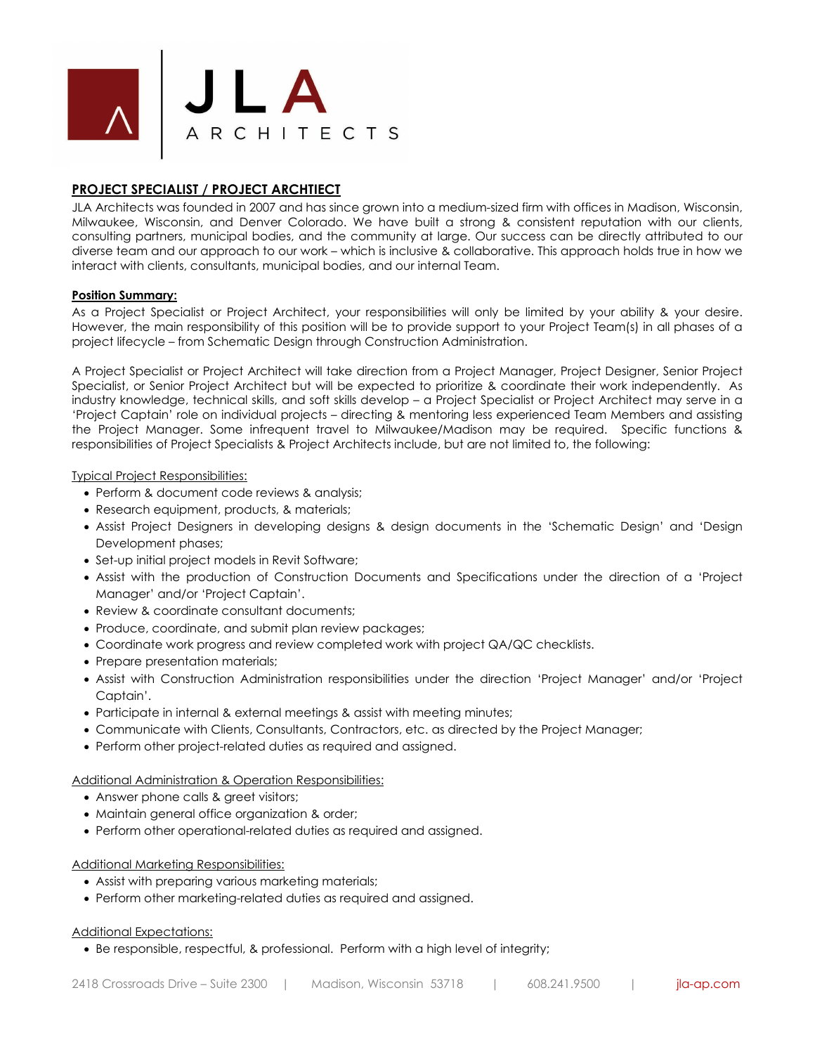JLA ARCHITECTS

## PROJECT SPECIALIST / PROJECT ARCHTIECT

JLA Architects was founded in 2007 and has since grown into a medium-sized firm with offices in Madison, Wisconsin, Milwaukee, Wisconsin, and Denver Colorado. We have built a strong & consistent reputation with our clients, consulting partners, municipal bodies, and the community at large. Our success can be directly attributed to our diverse team and our approach to our work – which is inclusive & collaborative. This approach holds true in how we interact with clients, consultants, municipal bodies, and our internal Team.

### Position Summary:

As a Project Specialist or Project Architect, your responsibilities will only be limited by your ability & your desire. However, the main responsibility of this position will be to provide support to your Project Team(s) in all phases of a project lifecycle – from Schematic Design through Construction Administration.

A Project Specialist or Project Architect will take direction from a Project Manager, Project Designer, Senior Project Specialist, or Senior Project Architect but will be expected to prioritize & coordinate their work independently. As industry knowledge, technical skills, and soft skills develop – a Project Specialist or Project Architect may serve in a 'Project Captain' role on individual projects – directing & mentoring less experienced Team Members and assisting the Project Manager. Some infrequent travel to Milwaukee/Madison may be required. Specific functions & responsibilities of Project Specialists & Project Architects include, but are not limited to, the following:

Typical Project Responsibilities:

- Perform & document code reviews & analysis;
- Research equipment, products, & materials;
- Assist Project Designers in developing designs & design documents in the 'Schematic Design' and 'Design Development phases;
- Set-up initial project models in Revit Software;
- Assist with the production of Construction Documents and Specifications under the direction of a 'Project Manager' and/or 'Project Captain'.
- Review & coordinate consultant documents;
- Produce, coordinate, and submit plan review packages;
- Coordinate work progress and review completed work with project QA/QC checklists.
- Prepare presentation materials;
- Assist with Construction Administration responsibilities under the direction 'Project Manager' and/or 'Project Captain'.
- Participate in internal & external meetings & assist with meeting minutes;
- Communicate with Clients, Consultants, Contractors, etc. as directed by the Project Manager;
- Perform other project-related duties as required and assigned.

Additional Administration & Operation Responsibilities:

- Answer phone calls & greet visitors;
- Maintain general office organization & order;
- Perform other operational-related duties as required and assigned.

Additional Marketing Responsibilities:

- Assist with preparing various marketing materials;
- Perform other marketing-related duties as required and assigned.

Additional Expectations:

- Be responsible, respectful, & professional. Perform with a high level of integrity;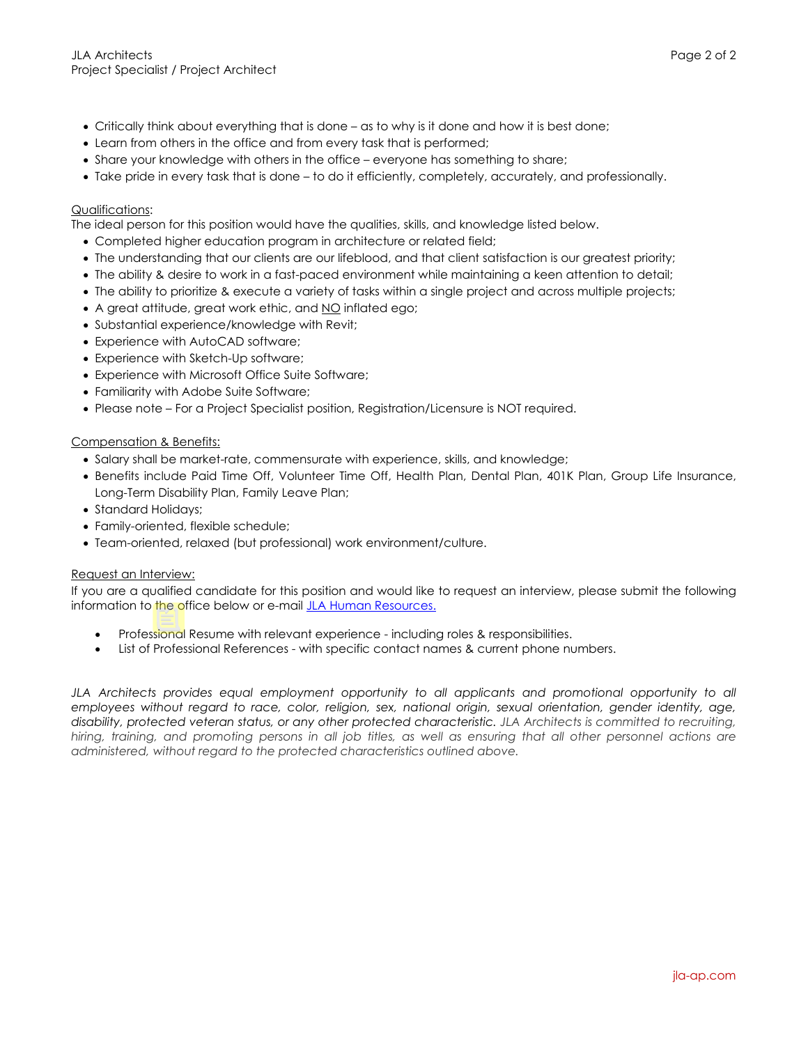- Critically think about everything that is done – as to why is it done and how it is best done;
- Learn from others in the office and from every task that is performed;
- Share your knowledge with others in the office – everyone has something to share;
- Take pride in every task that is done – to do it efficiently, completely, accurately, and professionally.

Qualifications:

The ideal person for this position would have the qualities, skills, and knowledge listed below.

- Completed higher education program in architecture or related field;
- The understanding that our clients are our lifeblood, and that client satisfaction is our greatest priority;
- The ability & desire to work in a fast-paced environment while maintaining a keen attention to detail;
- The ability to prioritize & execute a variety of tasks within a single project and across multiple projects;
- A great attitude, great work ethic, and NO inflated ego;
- Substantial experience/knowledge with Revit;
- Experience with AutoCAD software;
- Experience with Sketch-Up software;
- Experience with Microsoft Office Suite Software;
- Familiarity with Adobe Suite Software;
- Please note – For a Project Specialist position, Registration/Licensure is NOT required.

Compensation & Benefits:

- Salary shall be market-rate, commensurate with experience, skills, and knowledge;
- Benefits include Paid Time Off, Volunteer Time Off, Health Plan, Dental Plan, 401K Plan, Group Life Insurance, Long-Term Disability Plan, Family Leave Plan;
- Standard Holidays;
- Family-oriented, flexible schedule;
- Team-oriented, relaxed (but professional) work environment/culture.

Request an Interview:

If you are a qualified candidate for this position and would like to request an interview, please submit the following information to the office below or e-mail JLA Human Resources.

- Professional Resume with relevant experience - including roles & responsibilities.
- List of Professional References - with specific contact names & current phone numbers.

*JLA Architects provides equal employment opportunity to all applicants and promotional opportunity to all employees without regard to race, color, religion, sex, national origin, sexual orientation, gender identity, age, disability, protected veteran status, or any other protected characteristic. JLA Architects is committed to recruiting, hiring, training, and promoting persons in all job titles, as well as ensuring that all other personnel actions are administered, without regard to the protected characteristics outlined above.*

jla-ap.com